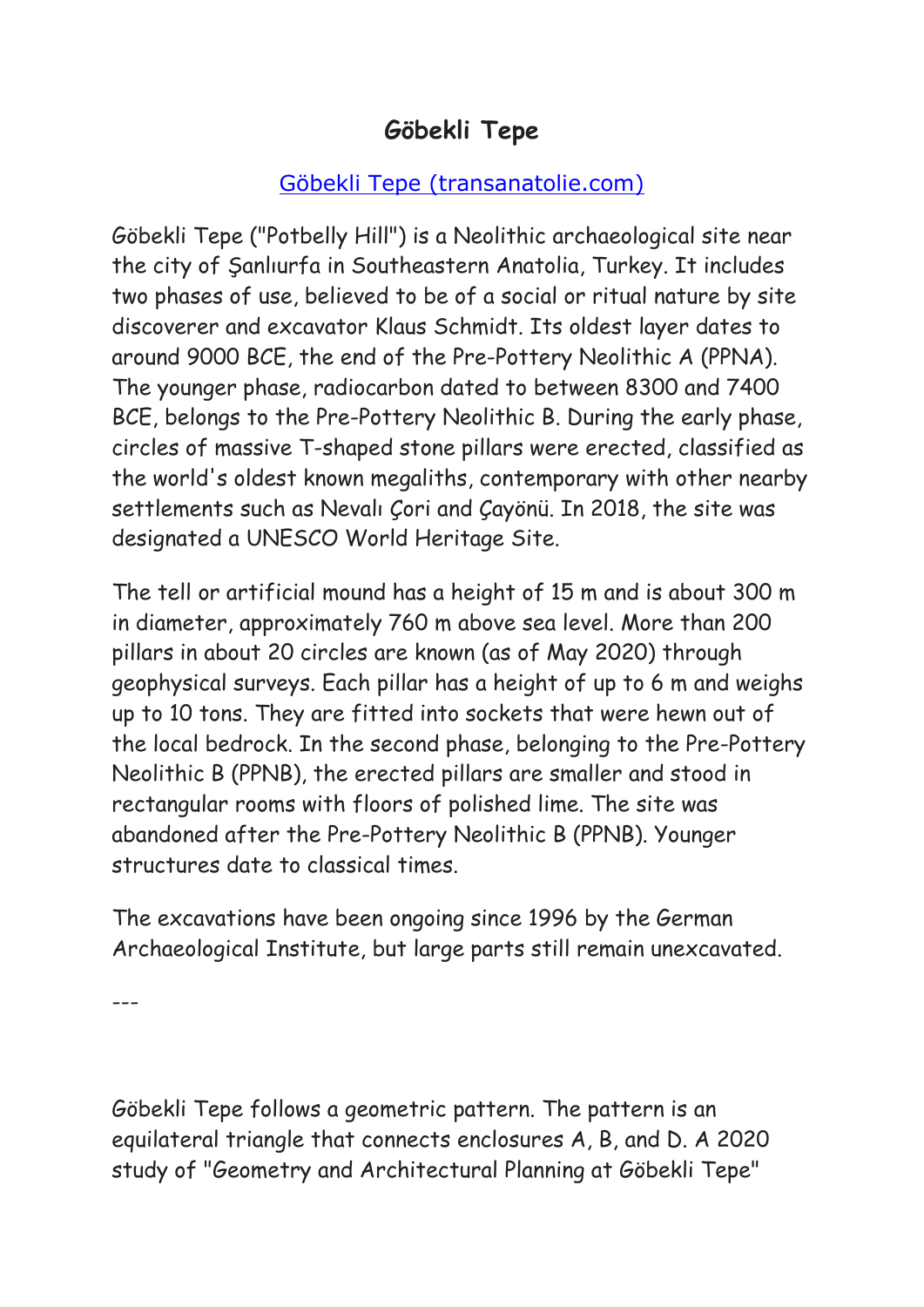# Göbekli Tepe

[Göbekli Tepe (transanatolie.com)]

Göbekli Tepe ("Potbelly Hill") is a Neolithic archaeological site near the city of Şanlıurfa in Southeastern Anatolia, Turkey. It includes two phases of use, believed to be of a social or ritual nature by site discoverer and excavator Klaus Schmidt. Its oldest layer dates to around 9000 BCE, the end of the Pre-Pottery Neolithic A (PPNA). The younger phase, radiocarbon dated to between 8300 and 7400 BCE, belongs to the Pre-Pottery Neolithic B. During the early phase, circles of massive T-shaped stone pillars were erected, classified as the world's oldest known megaliths, contemporary with other nearby settlements such as Nevalı Çori and Çayönü. In 2018, the site was designated a UNESCO World Heritage Site.

The tell or artificial mound has a height of 15 m and is about 300 m in diameter, approximately 760 m above sea level. More than 200 pillars in about 20 circles are known (as of May 2020) through geophysical surveys. Each pillar has a height of up to 6 m and weighs up to 10 tons. They are fitted into sockets that were hewn out of the local bedrock. In the second phase, belonging to the Pre-Pottery Neolithic B (PPNB), the erected pillars are smaller and stood in rectangular rooms with floors of polished lime. The site was abandoned after the Pre-Pottery Neolithic B (PPNB). Younger structures date to classical times.

The excavations have been ongoing since 1996 by the German Archaeological Institute, but large parts still remain unexcavated.

---

Göbekli Tepe follows a geometric pattern. The pattern is an equilateral triangle that connects enclosures A, B, and D. A 2020 study of "Geometry and Architectural Planning at Göbekli Tepe"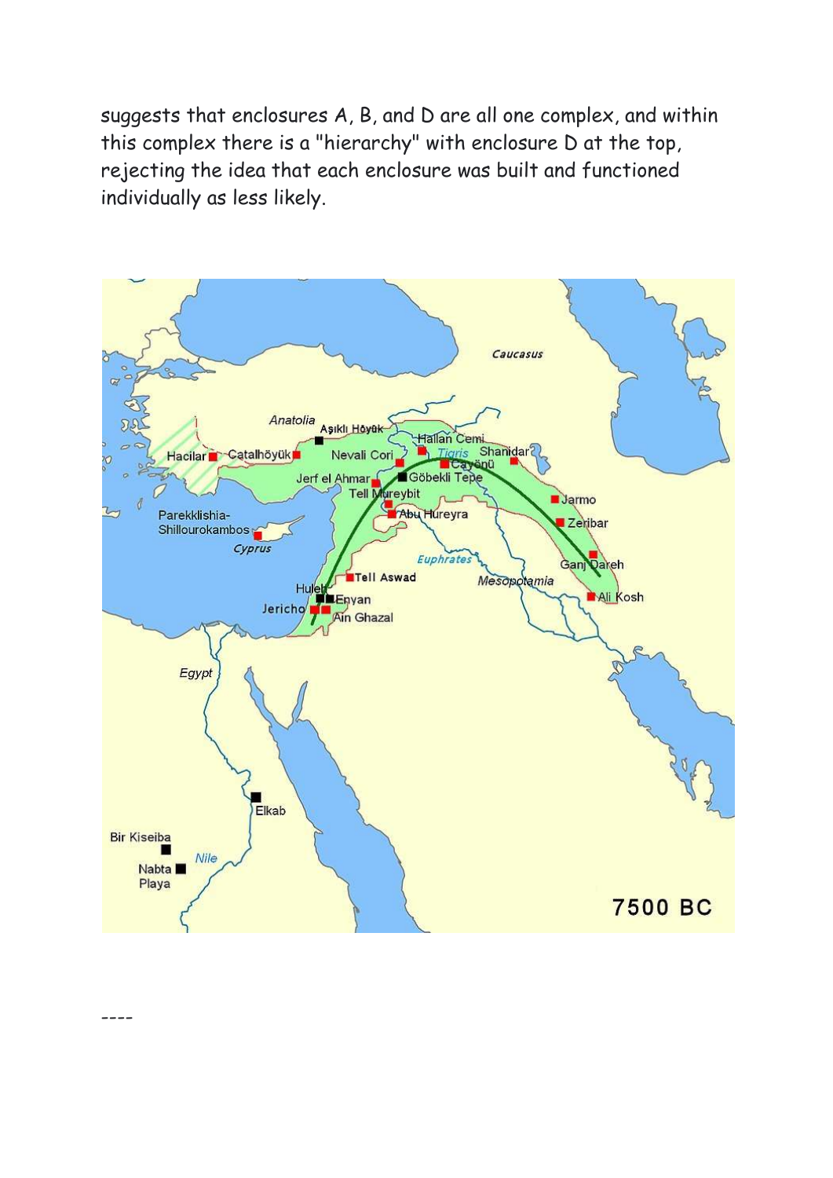suggests that enclosures A, B, and D are all one complex, and within this complex there is a "hierarchy" with enclosure D at the top, rejecting the idea that each enclosure was built and functioned individually as less likely.

----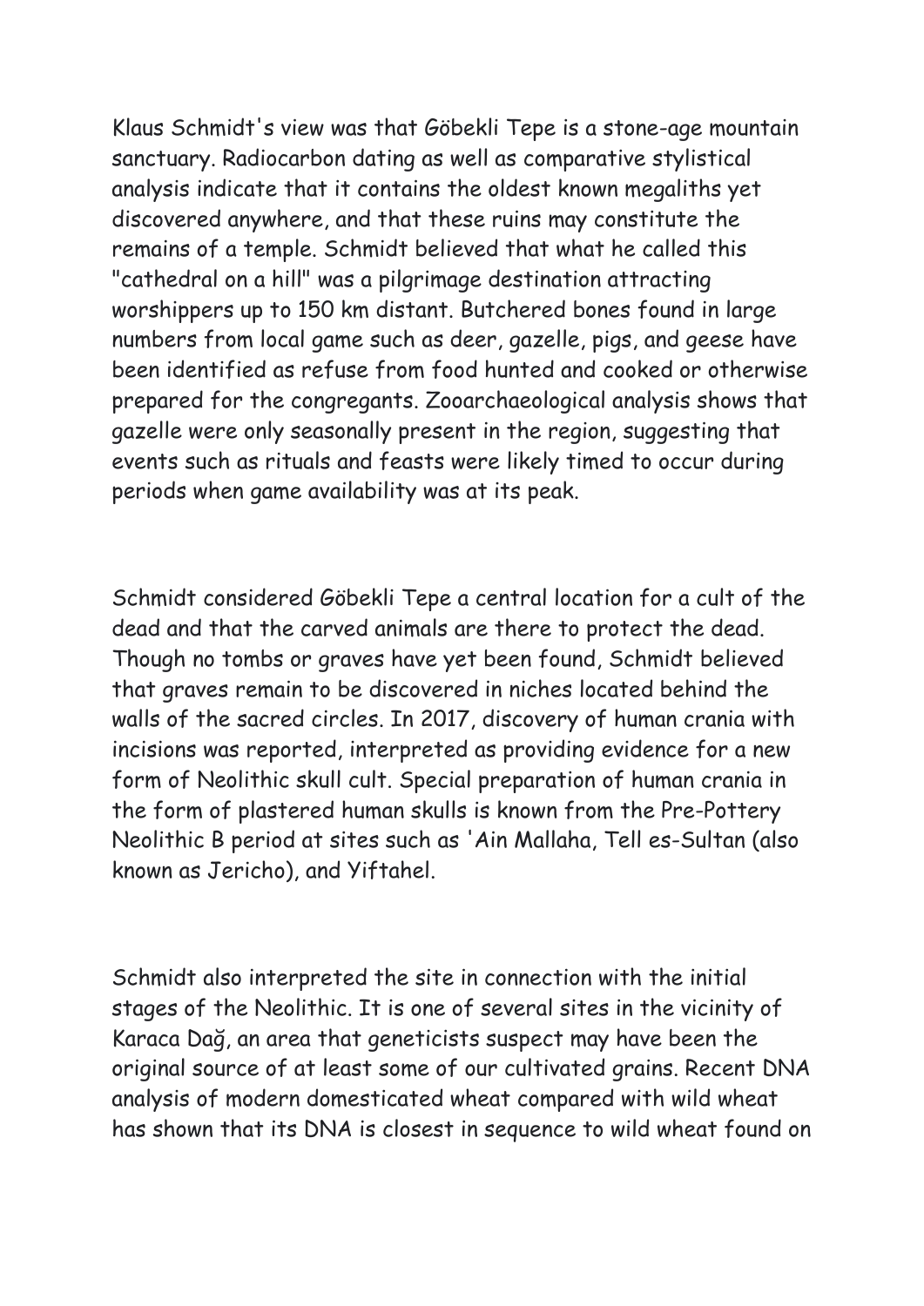Klaus Schmidt's view was that Göbekli Tepe is a stone-age mountain sanctuary. Radiocarbon dating as well as comparative stylistical analysis indicate that it contains the oldest known megaliths yet discovered anywhere, and that these ruins may constitute the remains of a temple. Schmidt believed that what he called this "cathedral on a hill" was a pilgrimage destination attracting worshippers up to 150 km distant. Butchered bones found in large numbers from local game such as deer, gazelle, pigs, and geese have been identified as refuse from food hunted and cooked or otherwise prepared for the congregants. Zooarchaeological analysis shows that gazelle were only seasonally present in the region, suggesting that events such as rituals and feasts were likely timed to occur during periods when game availability was at its peak.

Schmidt considered Göbekli Tepe a central location for a cult of the dead and that the carved animals are there to protect the dead. Though no tombs or graves have yet been found, Schmidt believed that graves remain to be discovered in niches located behind the walls of the sacred circles. In 2017, discovery of human crania with incisions was reported, interpreted as providing evidence for a new form of Neolithic skull cult. Special preparation of human crania in the form of plastered human skulls is known from the Pre-Pottery Neolithic B period at sites such as 'Ain Mallaha, Tell es-Sultan (also known as Jericho), and Yiftahel.

Schmidt also interpreted the site in connection with the initial stages of the Neolithic. It is one of several sites in the vicinity of Karaca Dağ, an area that geneticists suspect may have been the original source of at least some of our cultivated grains. Recent DNA analysis of modern domesticated wheat compared with wild wheat has shown that its DNA is closest in sequence to wild wheat found on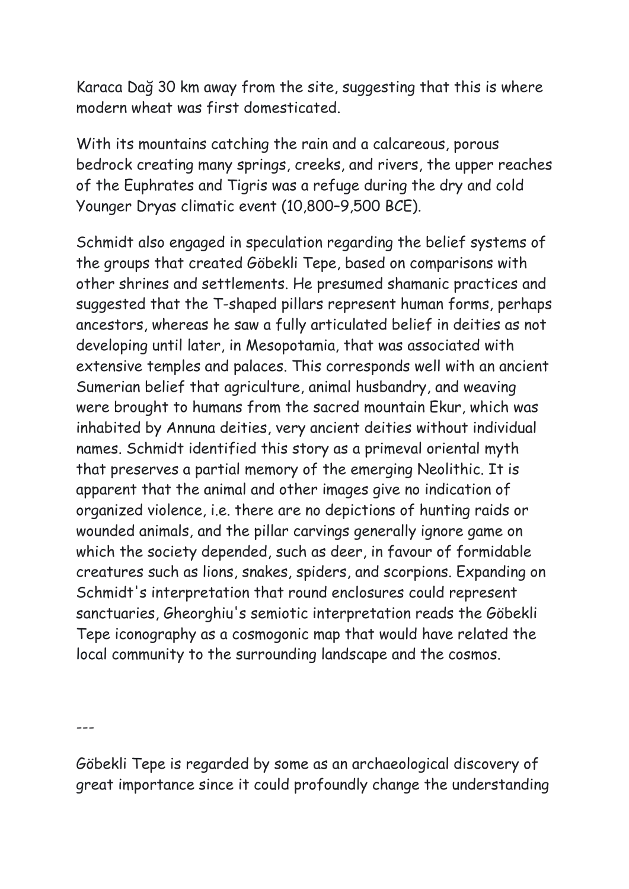Karaca Dağ 30 km away from the site, suggesting that this is where modern wheat was first domesticated.

With its mountains catching the rain and a calcareous, porous bedrock creating many springs, creeks, and rivers, the upper reaches of the Euphrates and Tigris was a refuge during the dry and cold Younger Dryas climatic event (10,800–9,500 BCE).

Schmidt also engaged in speculation regarding the belief systems of the groups that created Göbekli Tepe, based on comparisons with other shrines and settlements. He presumed shamanic practices and suggested that the T-shaped pillars represent human forms, perhaps ancestors, whereas he saw a fully articulated belief in deities as not developing until later, in Mesopotamia, that was associated with extensive temples and palaces. This corresponds well with an ancient Sumerian belief that agriculture, animal husbandry, and weaving were brought to humans from the sacred mountain Ekur, which was inhabited by Annuna deities, very ancient deities without individual names. Schmidt identified this story as a primeval oriental myth that preserves a partial memory of the emerging Neolithic. It is apparent that the animal and other images give no indication of organized violence, i.e. there are no depictions of hunting raids or wounded animals, and the pillar carvings generally ignore game on which the society depended, such as deer, in favour of formidable creatures such as lions, snakes, spiders, and scorpions. Expanding on Schmidt's interpretation that round enclosures could represent sanctuaries, Gheorghiu's semiotic interpretation reads the Göbekli Tepe iconography as a cosmogonic map that would have related the local community to the surrounding landscape and the cosmos.

---

Göbekli Tepe is regarded by some as an archaeological discovery of great importance since it could profoundly change the understanding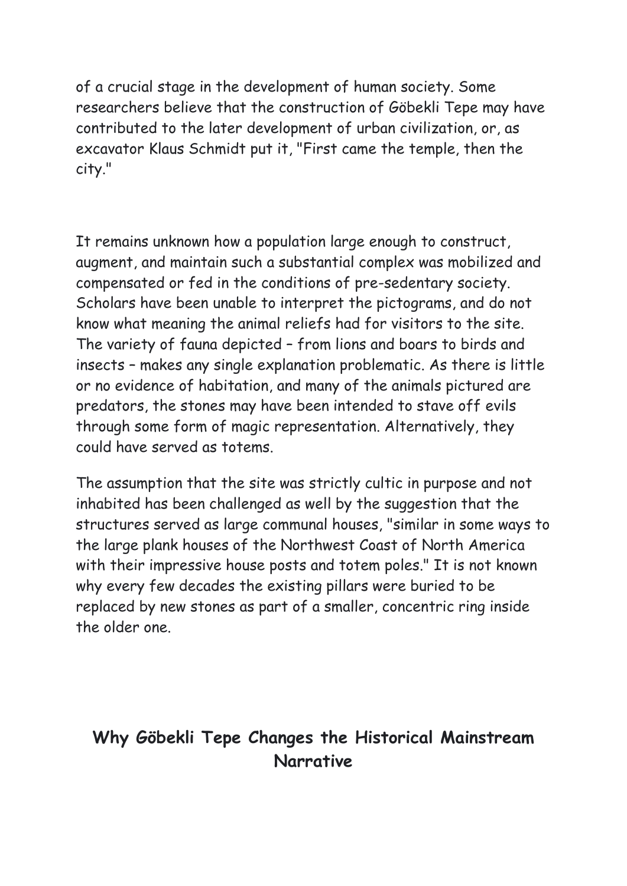of a crucial stage in the development of human society. Some researchers believe that the construction of Göbekli Tepe may have contributed to the later development of urban civilization, or, as excavator Klaus Schmidt put it, "First came the temple, then the city."

It remains unknown how a population large enough to construct, augment, and maintain such a substantial complex was mobilized and compensated or fed in the conditions of pre-sedentary society. Scholars have been unable to interpret the pictograms, and do not know what meaning the animal reliefs had for visitors to the site. The variety of fauna depicted – from lions and boars to birds and insects – makes any single explanation problematic. As there is little or no evidence of habitation, and many of the animals pictured are predators, the stones may have been intended to stave off evils through some form of magic representation. Alternatively, they could have served as totems.

The assumption that the site was strictly cultic in purpose and not inhabited has been challenged as well by the suggestion that the structures served as large communal houses, "similar in some ways to the large plank houses of the Northwest Coast of North America with their impressive house posts and totem poles." It is not known why every few decades the existing pillars were buried to be replaced by new stones as part of a smaller, concentric ring inside the older one.

## Why Göbekli Tepe Changes the Historical Mainstream Narrative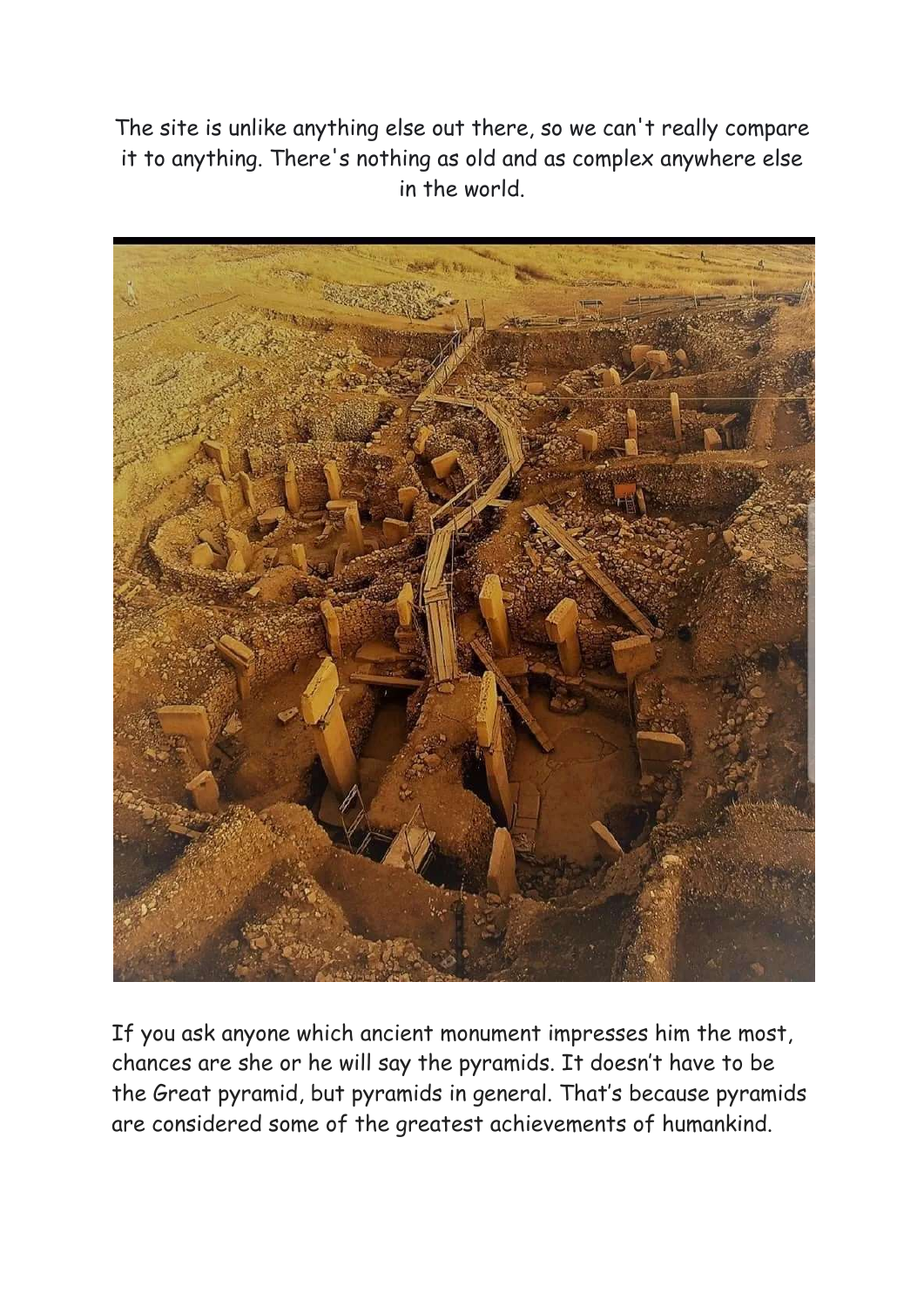The site is unlike anything else out there, so we can't really compare it to anything. There's nothing as old and as complex anywhere else in the world.

If you ask anyone which ancient monument impresses him the most, chances are she or he will say the pyramids. It doesn't have to be the Great pyramid, but pyramids in general. That's because pyramids are considered some of the greatest achievements of humankind.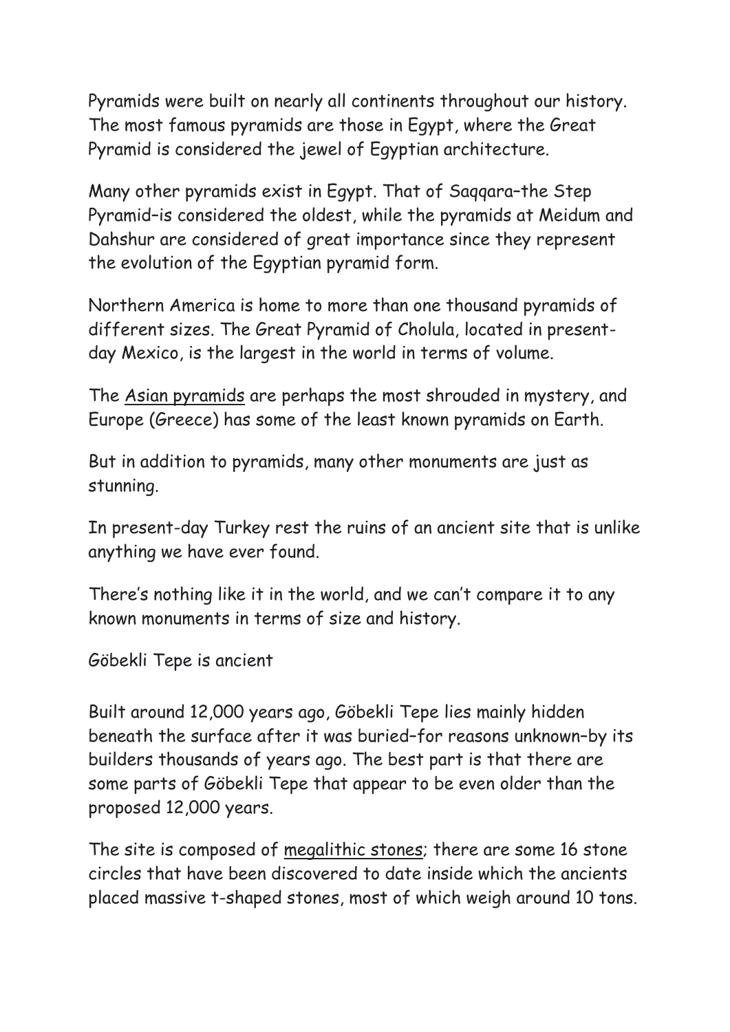Pyramids were built on nearly all continents throughout our history. The most famous pyramids are those in Egypt, where the Great Pyramid is considered the jewel of Egyptian architecture.

Many other pyramids exist in Egypt. That of Saqqara–the Step Pyramid–is considered the oldest, while the pyramids at Meidum and Dahshur are considered of great importance since they represent the evolution of the Egyptian pyramid form.

Northern America is home to more than one thousand pyramids of different sizes. The Great Pyramid of Cholula, located in present-day Mexico, is the largest in the world in terms of volume.

The Asian pyramids are perhaps the most shrouded in mystery, and Europe (Greece) has some of the least known pyramids on Earth.

But in addition to pyramids, many other monuments are just as stunning.

In present-day Turkey rest the ruins of an ancient site that is unlike anything we have ever found.

There's nothing like it in the world, and we can't compare it to any known monuments in terms of size and history.

Göbekli Tepe is ancient

Built around 12,000 years ago, Göbekli Tepe lies mainly hidden beneath the surface after it was buried–for reasons unknown–by its builders thousands of years ago. The best part is that there are some parts of Göbekli Tepe that appear to be even older than the proposed 12,000 years.

The site is composed of megalithic stones; there are some 16 stone circles that have been discovered to date inside which the ancients placed massive t-shaped stones, most of which weigh around 10 tons.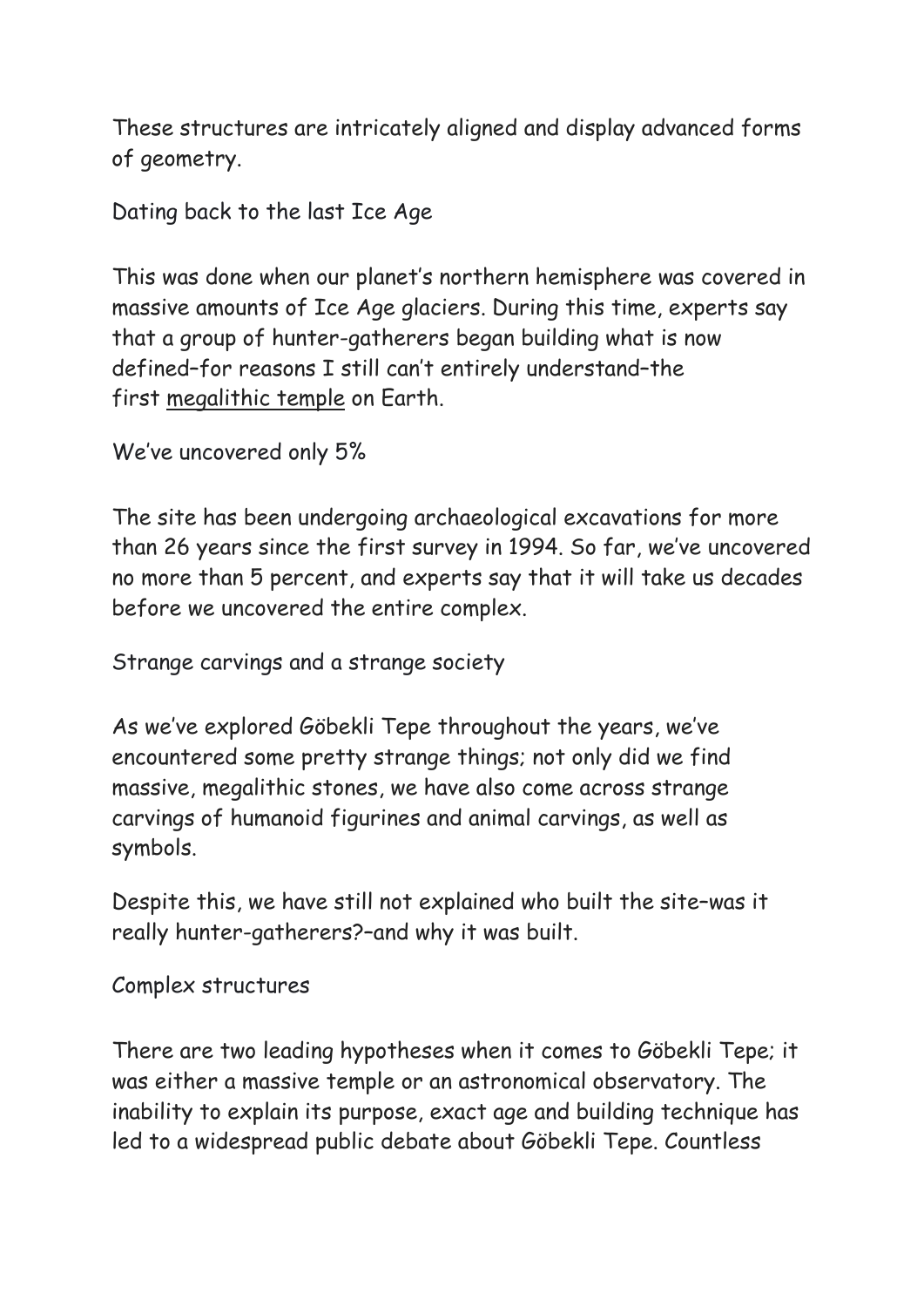These structures are intricately aligned and display advanced forms of geometry.

## Dating back to the last Ice Age

This was done when our planet's northern hemisphere was covered in massive amounts of Ice Age glaciers. During this time, experts say that a group of hunter-gatherers began building what is now defined–for reasons I still can't entirely understand–the first megalithic temple on Earth.

## We've uncovered only 5%

The site has been undergoing archaeological excavations for more than 26 years since the first survey in 1994. So far, we've uncovered no more than 5 percent, and experts say that it will take us decades before we uncovered the entire complex.

## Strange carvings and a strange society

As we've explored Göbekli Tepe throughout the years, we've encountered some pretty strange things; not only did we find massive, megalithic stones, we have also come across strange carvings of humanoid figurines and animal carvings, as well as symbols.

Despite this, we have still not explained who built the site–was it really hunter-gatherers?–and why it was built.

## Complex structures

There are two leading hypotheses when it comes to Göbekli Tepe; it was either a massive temple or an astronomical observatory. The inability to explain its purpose, exact age and building technique has led to a widespread public debate about Göbekli Tepe. Countless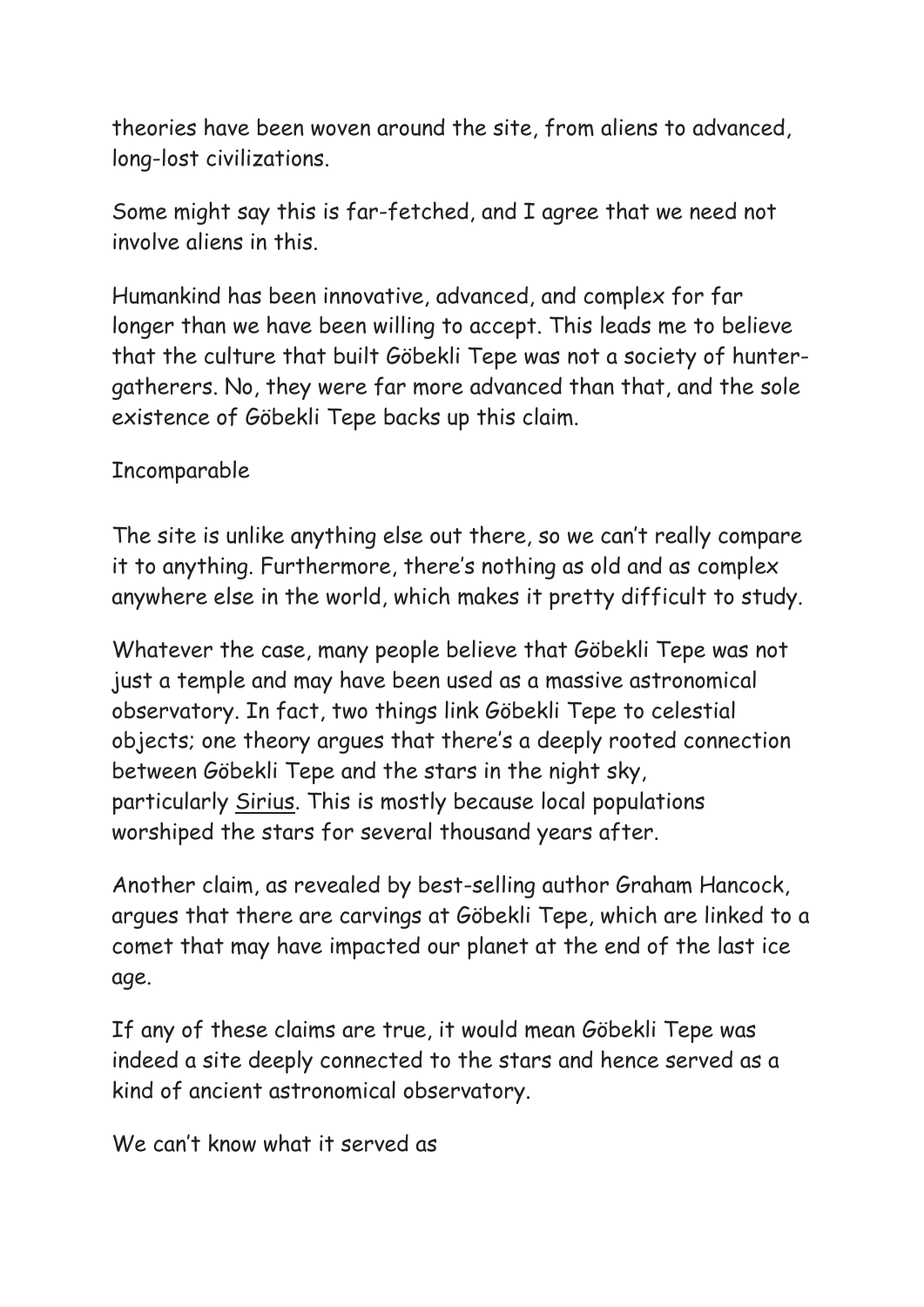theories have been woven around the site, from aliens to advanced, long-lost civilizations.

Some might say this is far-fetched, and I agree that we need not involve aliens in this.

Humankind has been innovative, advanced, and complex for far longer than we have been willing to accept. This leads me to believe that the culture that built Göbekli Tepe was not a society of hunter-gatherers. No, they were far more advanced than that, and the sole existence of Göbekli Tepe backs up this claim.

## Incomparable

The site is unlike anything else out there, so we can't really compare it to anything. Furthermore, there's nothing as old and as complex anywhere else in the world, which makes it pretty difficult to study.

Whatever the case, many people believe that Göbekli Tepe was not just a temple and may have been used as a massive astronomical observatory. In fact, two things link Göbekli Tepe to celestial objects; one theory argues that there's a deeply rooted connection between Göbekli Tepe and the stars in the night sky, particularly Sirius. This is mostly because local populations worshiped the stars for several thousand years after.

Another claim, as revealed by best-selling author Graham Hancock, argues that there are carvings at Göbekli Tepe, which are linked to a comet that may have impacted our planet at the end of the last ice age.

If any of these claims are true, it would mean Göbekli Tepe was indeed a site deeply connected to the stars and hence served as a kind of ancient astronomical observatory.

## We can't know what it served as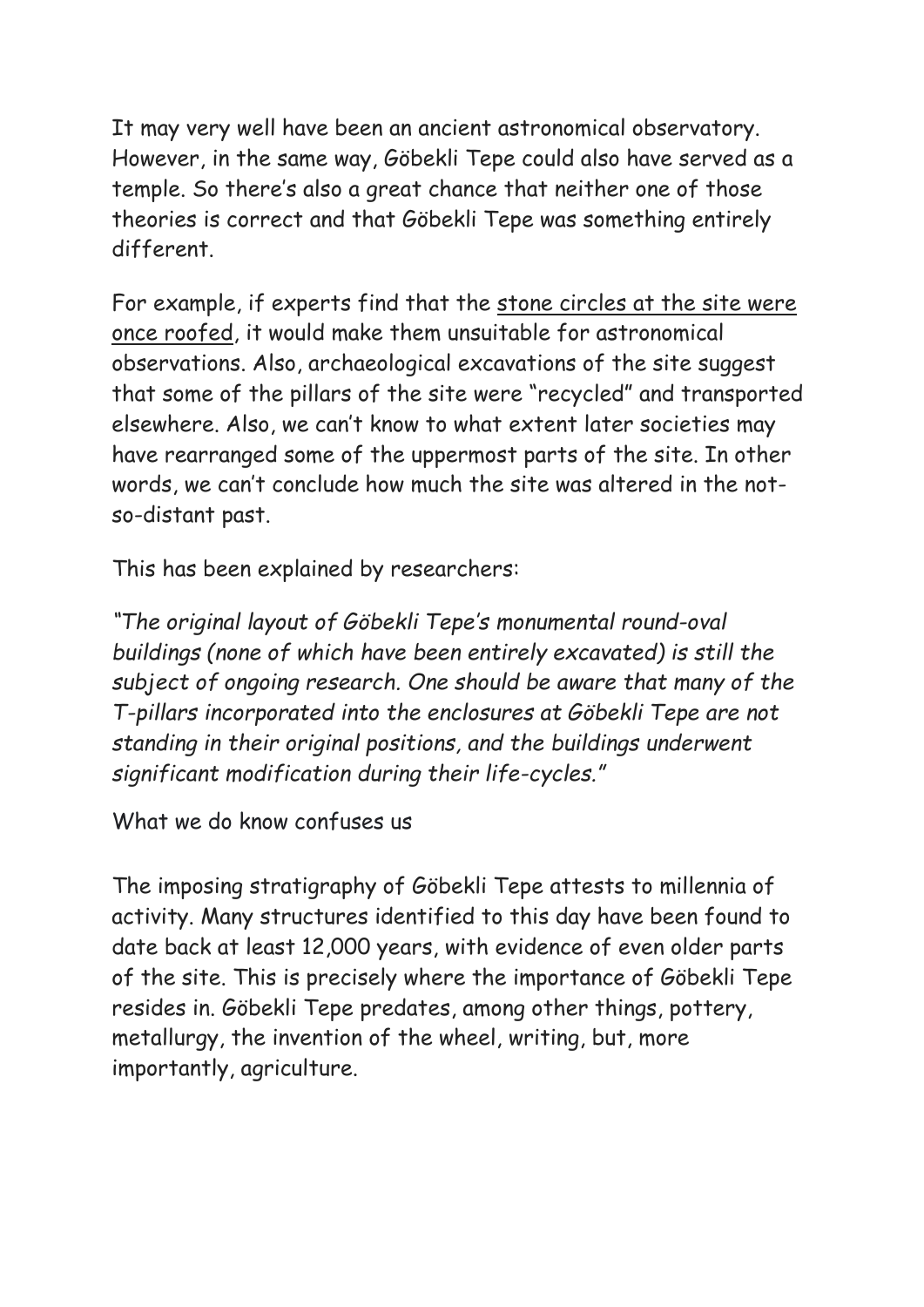It may very well have been an ancient astronomical observatory. However, in the same way, Göbekli Tepe could also have served as a temple. So there's also a great chance that neither one of those theories is correct and that Göbekli Tepe was something entirely different.

For example, if experts find that the <u>stone circles at the site were once roofed</u>, it would make them unsuitable for astronomical observations. Also, archaeological excavations of the site suggest that some of the pillars of the site were "recycled" and transported elsewhere. Also, we can't know to what extent later societies may have rearranged some of the uppermost parts of the site. In other words, we can't conclude how much the site was altered in the not-so-distant past.

This has been explained by researchers:

*"The original layout of Göbekli Tepe's monumental round-oval buildings (none of which have been entirely excavated) is still the subject of ongoing research. One should be aware that many of the T-pillars incorporated into the enclosures at Göbekli Tepe are not standing in their original positions, and the buildings underwent significant modification during their life-cycles."*

## What we do know confuses us

The imposing stratigraphy of Göbekli Tepe attests to millennia of activity. Many structures identified to this day have been found to date back at least 12,000 years, with evidence of even older parts of the site. This is precisely where the importance of Göbekli Tepe resides in. Göbekli Tepe predates, among other things, pottery, metallurgy, the invention of the wheel, writing, but, more importantly, agriculture.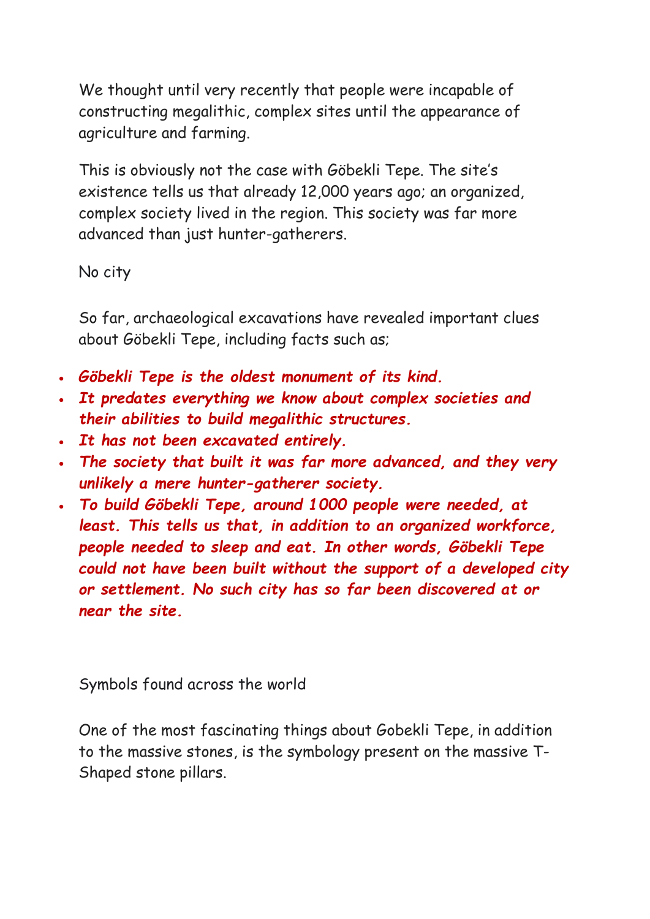We thought until very recently that people were incapable of constructing megalithic, complex sites until the appearance of agriculture and farming.

This is obviously not the case with Göbekli Tepe. The site's existence tells us that already 12,000 years ago; an organized, complex society lived in the region. This society was far more advanced than just hunter-gatherers.

## No city

So far, archaeological excavations have revealed important clues about Göbekli Tepe, including facts such as;

- ***Göbekli Tepe is the oldest monument of its kind.***
- ***It predates everything we know about complex societies and their abilities to build megalithic structures.***
- ***It has not been excavated entirely.***
- ***The society that built it was far more advanced, and they very unlikely a mere hunter-gatherer society.***
- ***To build Göbekli Tepe, around 1000 people were needed, at least. This tells us that, in addition to an organized workforce, people needed to sleep and eat. In other words, Göbekli Tepe could not have been built without the support of a developed city or settlement. No such city has so far been discovered at or near the site.***

## Symbols found across the world

One of the most fascinating things about Gobekli Tepe, in addition to the massive stones, is the symbology present on the massive T-Shaped stone pillars.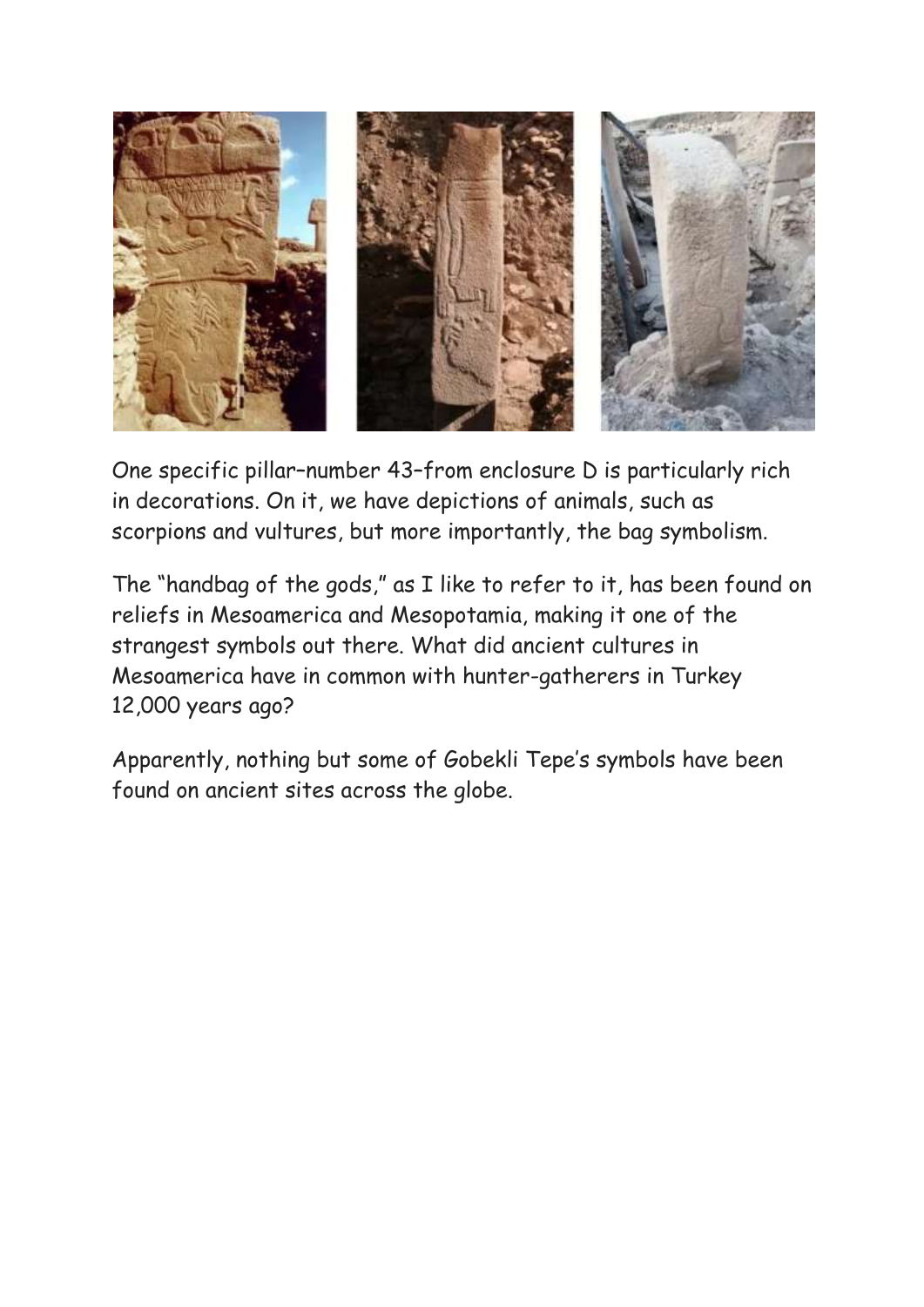One specific pillar–number 43–from enclosure D is particularly rich in decorations. On it, we have depictions of animals, such as scorpions and vultures, but more importantly, the bag symbolism.

The "handbag of the gods," as I like to refer to it, has been found on reliefs in Mesoamerica and Mesopotamia, making it one of the strangest symbols out there. What did ancient cultures in Mesoamerica have in common with hunter-gatherers in Turkey 12,000 years ago?

Apparently, nothing but some of Gobekli Tepe's symbols have been found on ancient sites across the globe.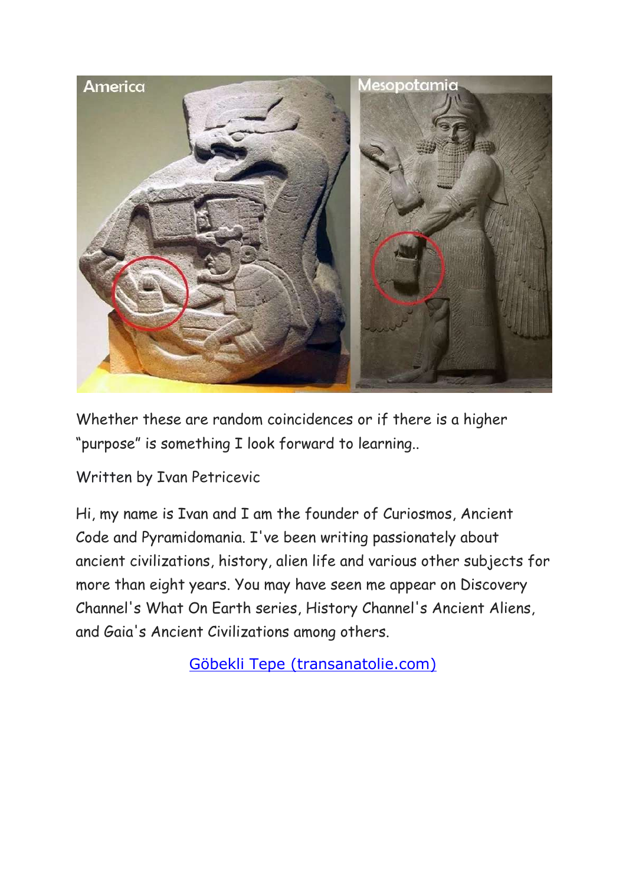Whether these are random coincidences or if there is a higher "purpose" is something I look forward to learning..

Written by Ivan Petricevic

Hi, my name is Ivan and I am the founder of Curiosmos, Ancient Code and Pyramidomania. I've been writing passionately about ancient civilizations, history, alien life and various other subjects for more than eight years. You may have seen me appear on Discovery Channel's What On Earth series, History Channel's Ancient Aliens, and Gaia's Ancient Civilizations among others.

Göbekli Tepe (transanatolie.com)